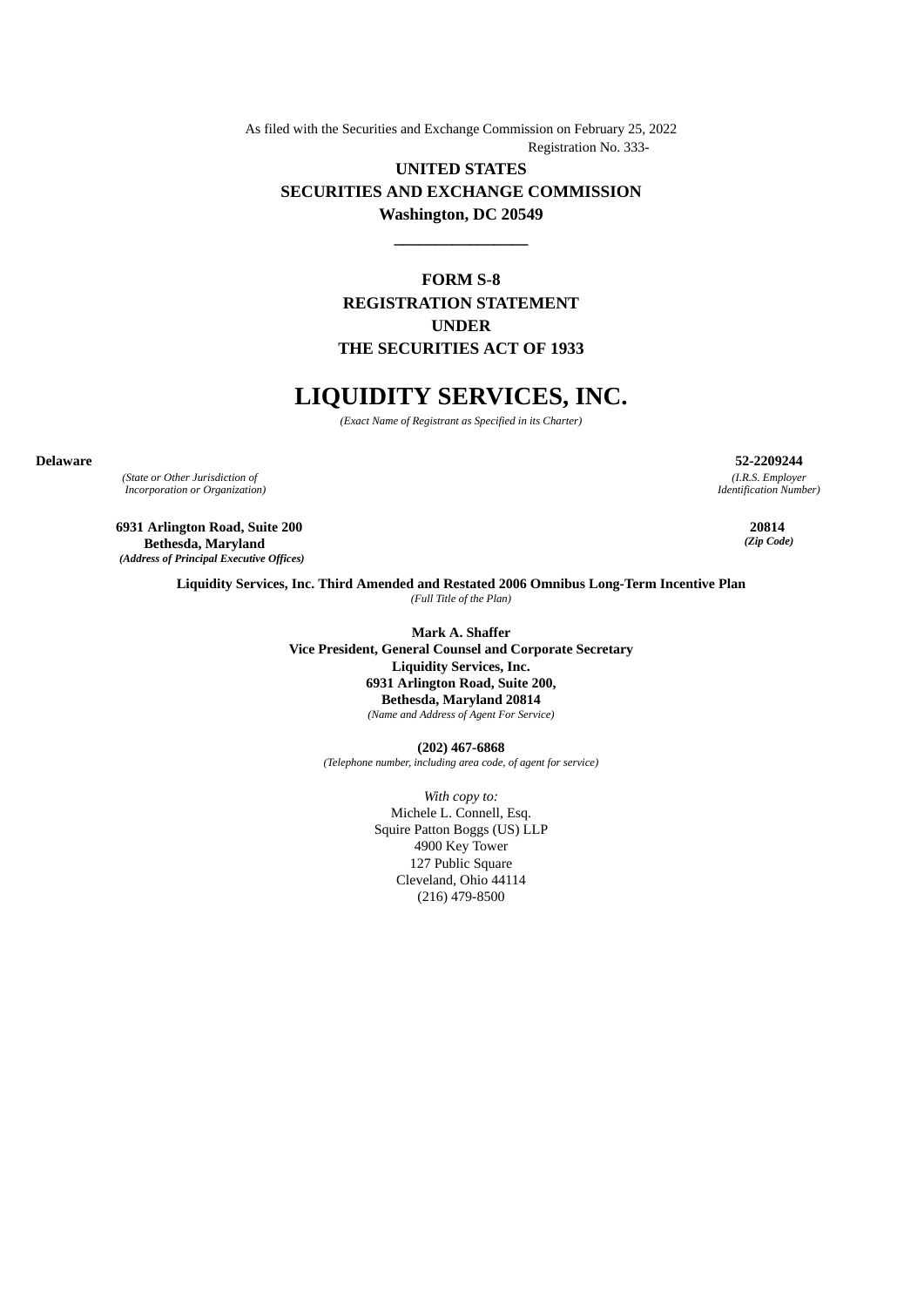As filed with the Securities and Exchange Commission on February 25, 2022

Registration No. 333-

**UNITED STATES**
**SECURITIES AND EXCHANGE COMMISSION**
**Washington, DC 20549**

---

**FORM S-8**
**REGISTRATION STATEMENT**
**UNDER**
**THE SECURITIES ACT OF 1933**

# LIQUIDITY SERVICES, INC.

*(Exact Name of Registrant as Specified in its Charter)*

| **Delaware** | **52-2209244** |
|---|---|
| *(State or Other Jurisdiction of Incorporation or Organization)* | *(I.R.S. Employer Identification Number)* |
| **6931 Arlington Road, Suite 200 Bethesda, Maryland** | **20814** |
| *(Address of Principal Executive Offices)* | *(Zip Code)* |

**Liquidity Services, Inc. Third Amended and Restated 2006 Omnibus Long-Term Incentive Plan**
*(Full Title of the Plan)*

**Mark A. Shaffer**
**Vice President, General Counsel and Corporate Secretary**
**Liquidity Services, Inc.**
**6931 Arlington Road, Suite 200,**
**Bethesda, Maryland 20814**
*(Name and Address of Agent For Service)*

**(202) 467-6868**
*(Telephone number, including area code, of agent for service)*

*With copy to:*
Michele L. Connell, Esq.
Squire Patton Boggs (US) LLP
4900 Key Tower
127 Public Square
Cleveland, Ohio 44114
(216) 479-8500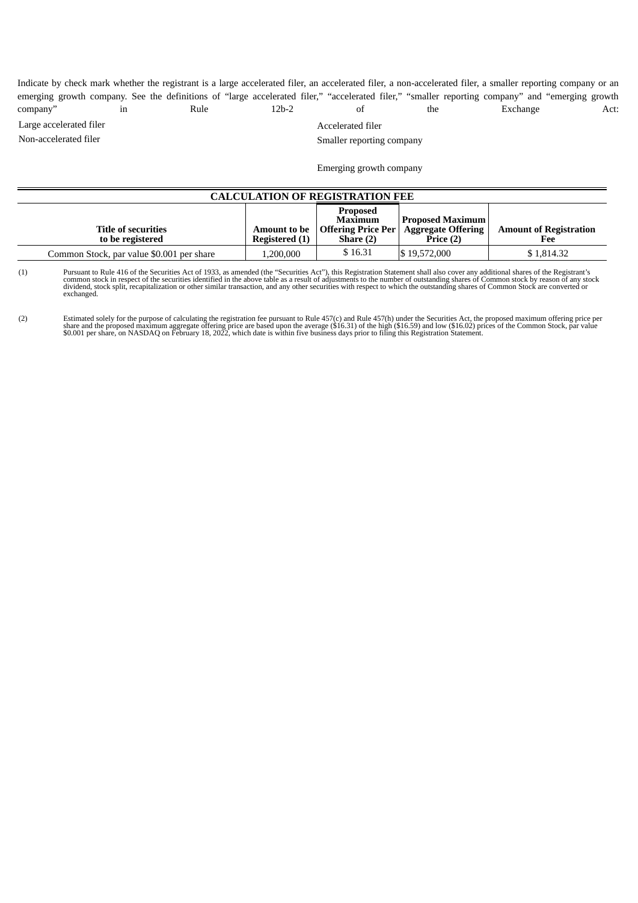Indicate by check mark whether the registrant is a large accelerated filer, an accelerated filer, a non-accelerated filer, a smaller reporting company or an emerging growth company. See the definitions of "large accelerated filer," "accelerated filer," "smaller reporting company" and "emerging growth company" in Rule 12b-2 of the Exchange Act:

Large accelerated filer

Accelerated filer

Non-accelerated filer

Smaller reporting company

Emerging growth company

**CALCULATION OF REGISTRATION FEE**

| Title of securities to be registered | Amount to be Registered (1) | Proposed Maximum Offering Price Per Share (2) | Proposed Maximum Aggregate Offering Price (2) | Amount of Registration Fee |
|---|---|---|---|---|
| Common Stock, par value $0.001 per share | 1,200,000 | $ 16.31 | $ 19,572,000 | $ 1,814.32 |

(1) Pursuant to Rule 416 of the Securities Act of 1933, as amended (the "Securities Act"), this Registration Statement shall also cover any additional shares of the Registrant's common stock in respect of the securities identified in the above table as a result of adjustments to the number of outstanding shares of Common stock by reason of any stock dividend, stock split, recapitalization or other similar transaction, and any other securities with respect to which the outstanding shares of Common Stock are converted or exchanged.

(2) Estimated solely for the purpose of calculating the registration fee pursuant to Rule 457(c) and Rule 457(h) under the Securities Act, the proposed maximum offering price per share and the proposed maximum aggregate offering price are based upon the average ($16.31) of the high ($16.59) and low ($16.02) prices of the Common Stock, par value $0.001 per share, on NASDAQ on February 18, 2022, which date is within five business days prior to filing this Registration Statement.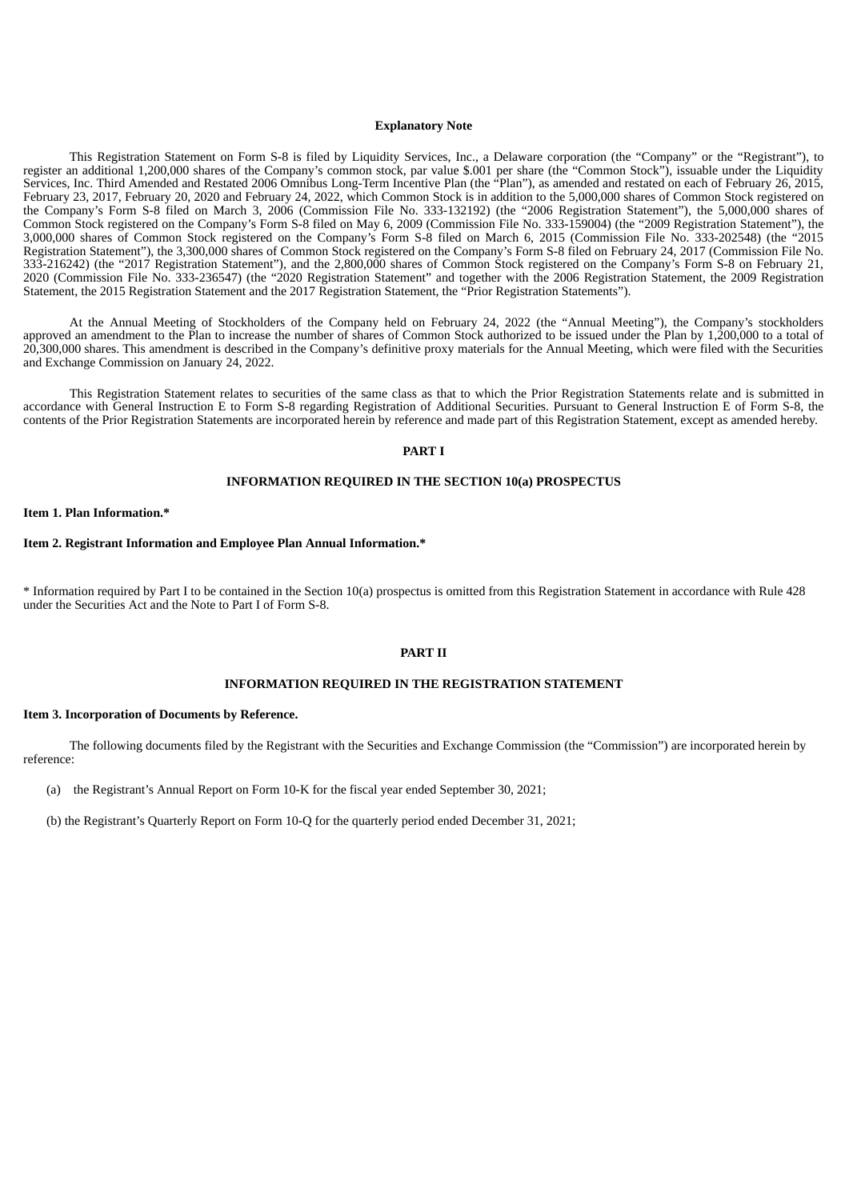**Explanatory Note**

This Registration Statement on Form S-8 is filed by Liquidity Services, Inc., a Delaware corporation (the "Company" or the "Registrant"), to register an additional 1,200,000 shares of the Company's common stock, par value $.001 per share (the "Common Stock"), issuable under the Liquidity Services, Inc. Third Amended and Restated 2006 Omnibus Long-Term Incentive Plan (the "Plan"), as amended and restated on each of February 26, 2015, February 23, 2017, February 20, 2020 and February 24, 2022, which Common Stock is in addition to the 5,000,000 shares of Common Stock registered on the Company's Form S-8 filed on March 3, 2006 (Commission File No. 333-132192) (the "2006 Registration Statement"), the 5,000,000 shares of Common Stock registered on the Company's Form S-8 filed on May 6, 2009 (Commission File No. 333-159004) (the "2009 Registration Statement"), the 3,000,000 shares of Common Stock registered on the Company's Form S-8 filed on March 6, 2015 (Commission File No. 333-202548) (the "2015 Registration Statement"), the 3,300,000 shares of Common Stock registered on the Company's Form S-8 filed on February 24, 2017 (Commission File No. 333-216242) (the "2017 Registration Statement"), and the 2,800,000 shares of Common Stock registered on the Company's Form S-8 on February 21, 2020 (Commission File No. 333-236547) (the "2020 Registration Statement" and together with the 2006 Registration Statement, the 2009 Registration Statement, the 2015 Registration Statement and the 2017 Registration Statement, the "Prior Registration Statements").

At the Annual Meeting of Stockholders of the Company held on February 24, 2022 (the "Annual Meeting"), the Company's stockholders approved an amendment to the Plan to increase the number of shares of Common Stock authorized to be issued under the Plan by 1,200,000 to a total of 20,300,000 shares. This amendment is described in the Company's definitive proxy materials for the Annual Meeting, which were filed with the Securities and Exchange Commission on January 24, 2022.

This Registration Statement relates to securities of the same class as that to which the Prior Registration Statements relate and is submitted in accordance with General Instruction E to Form S-8 regarding Registration of Additional Securities. Pursuant to General Instruction E of Form S-8, the contents of the Prior Registration Statements are incorporated herein by reference and made part of this Registration Statement, except as amended hereby.

## PART I

## INFORMATION REQUIRED IN THE SECTION 10(a) PROSPECTUS

**Item 1. Plan Information.***

**Item 2. Registrant Information and Employee Plan Annual Information.***

\* Information required by Part I to be contained in the Section 10(a) prospectus is omitted from this Registration Statement in accordance with Rule 428 under the Securities Act and the Note to Part I of Form S-8.

## PART II

## INFORMATION REQUIRED IN THE REGISTRATION STATEMENT

**Item 3. Incorporation of Documents by Reference.**

The following documents filed by the Registrant with the Securities and Exchange Commission (the "Commission") are incorporated herein by reference:

(a) the Registrant's Annual Report on Form 10-K for the fiscal year ended September 30, 2021;

(b) the Registrant's Quarterly Report on Form 10-Q for the quarterly period ended December 31, 2021;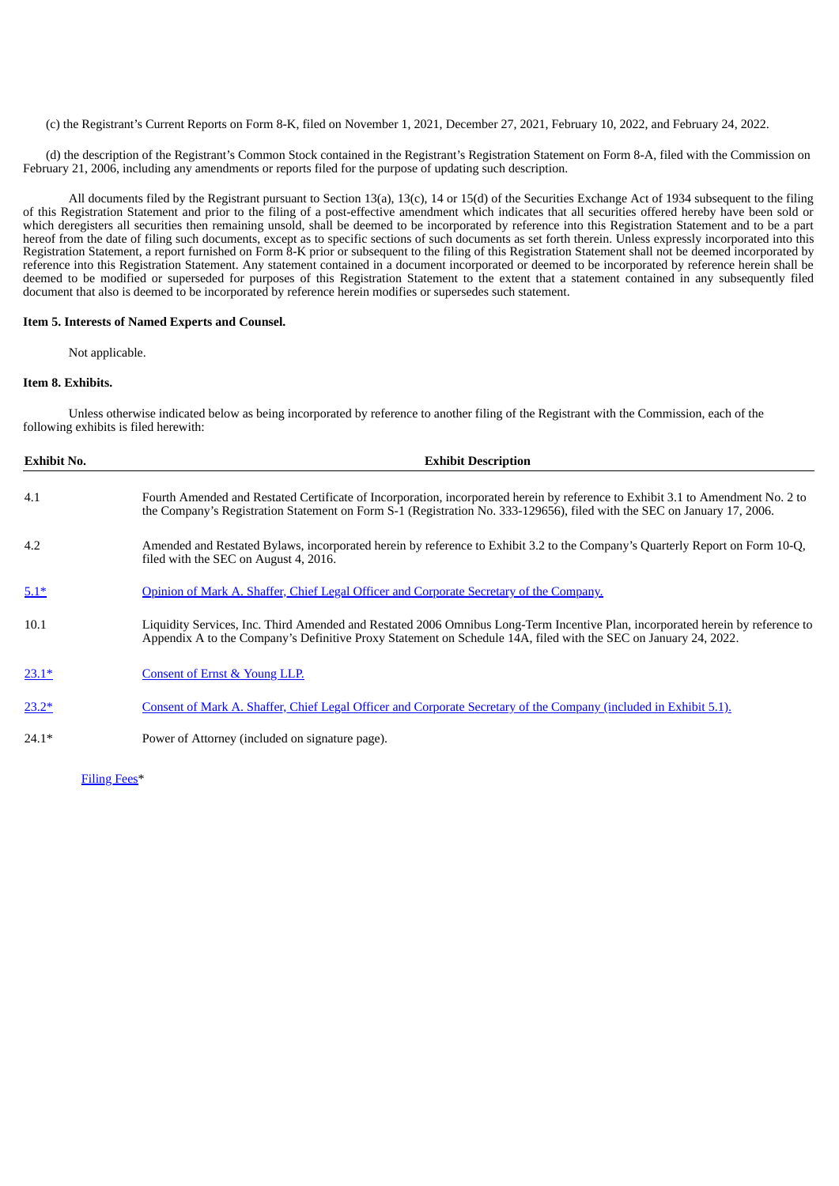(c) the Registrant's Current Reports on Form 8-K, filed on November 1, 2021, December 27, 2021, February 10, 2022, and February 24, 2022.

(d) the description of the Registrant's Common Stock contained in the Registrant's Registration Statement on Form 8-A, filed with the Commission on February 21, 2006, including any amendments or reports filed for the purpose of updating such description.

All documents filed by the Registrant pursuant to Section 13(a), 13(c), 14 or 15(d) of the Securities Exchange Act of 1934 subsequent to the filing of this Registration Statement and prior to the filing of a post-effective amendment which indicates that all securities offered hereby have been sold or which deregisters all securities then remaining unsold, shall be deemed to be incorporated by reference into this Registration Statement and to be a part hereof from the date of filing such documents, except as to specific sections of such documents as set forth therein. Unless expressly incorporated into this Registration Statement, a report furnished on Form 8-K prior or subsequent to the filing of this Registration Statement shall not be deemed incorporated by reference into this Registration Statement. Any statement contained in a document incorporated or deemed to be incorporated by reference herein shall be deemed to be modified or superseded for purposes of this Registration Statement to the extent that a statement contained in any subsequently filed document that also is deemed to be incorporated by reference herein modifies or supersedes such statement.

**Item 5. Interests of Named Experts and Counsel.**

Not applicable.

**Item 8. Exhibits.**

Unless otherwise indicated below as being incorporated by reference to another filing of the Registrant with the Commission, each of the following exhibits is filed herewith:

| Exhibit No. | Exhibit Description |
|---|---|
| 4.1 | Fourth Amended and Restated Certificate of Incorporation, incorporated herein by reference to Exhibit 3.1 to Amendment No. 2 to the Company's Registration Statement on Form S-1 (Registration No. 333-129656), filed with the SEC on January 17, 2006. |
| 4.2 | Amended and Restated Bylaws, incorporated herein by reference to Exhibit 3.2 to the Company's Quarterly Report on Form 10-Q, filed with the SEC on August 4, 2016. |
| 5.1* | Opinion of Mark A. Shaffer, Chief Legal Officer and Corporate Secretary of the Company. |
| 10.1 | Liquidity Services, Inc. Third Amended and Restated 2006 Omnibus Long-Term Incentive Plan, incorporated herein by reference to Appendix A to the Company's Definitive Proxy Statement on Schedule 14A, filed with the SEC on January 24, 2022. |
| 23.1* | Consent of Ernst & Young LLP. |
| 23.2* | Consent of Mark A. Shaffer, Chief Legal Officer and Corporate Secretary of the Company (included in Exhibit 5.1). |
| 24.1* | Power of Attorney (included on signature page). |

Filing Fees*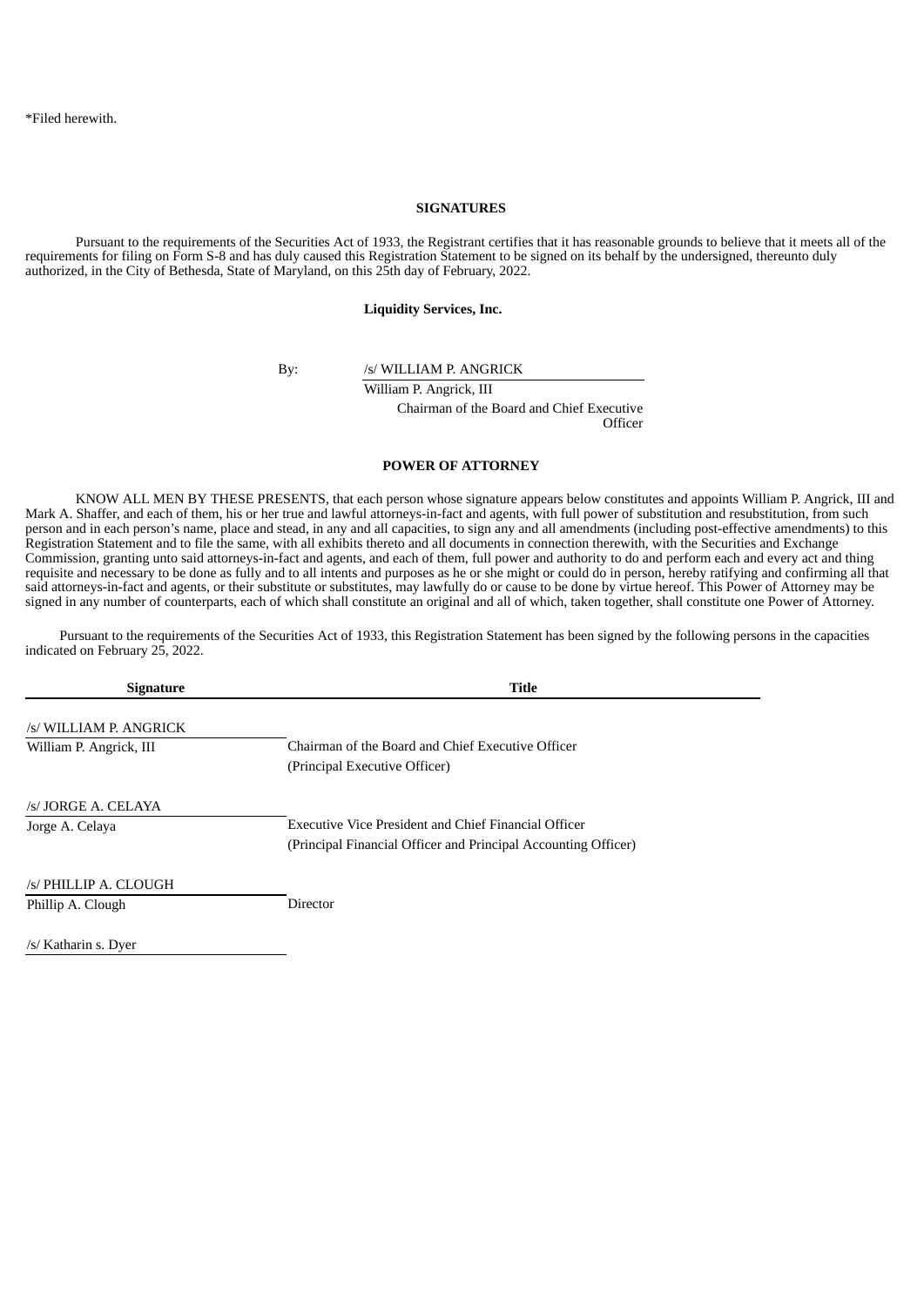*Filed herewith.

**SIGNATURES**

Pursuant to the requirements of the Securities Act of 1933, the Registrant certifies that it has reasonable grounds to believe that it meets all of the requirements for filing on Form S-8 and has duly caused this Registration Statement to be signed on its behalf by the undersigned, thereunto duly authorized, in the City of Bethesda, State of Maryland, on this 25th day of February, 2022.

**Liquidity Services, Inc.**

By: /s/ WILLIAM P. ANGRICK
William P. Angrick, III
Chairman of the Board and Chief Executive Officer

**POWER OF ATTORNEY**

KNOW ALL MEN BY THESE PRESENTS, that each person whose signature appears below constitutes and appoints William P. Angrick, III and Mark A. Shaffer, and each of them, his or her true and lawful attorneys-in-fact and agents, with full power of substitution and resubstitution, from such person and in each person's name, place and stead, in any and all capacities, to sign any and all amendments (including post-effective amendments) to this Registration Statement and to file the same, with all exhibits thereto and all documents in connection therewith, with the Securities and Exchange Commission, granting unto said attorneys-in-fact and agents, and each of them, full power and authority to do and perform each and every act and thing requisite and necessary to be done as fully and to all intents and purposes as he or she might or could do in person, hereby ratifying and confirming all that said attorneys-in-fact and agents, or their substitute or substitutes, may lawfully do or cause to be done by virtue hereof. This Power of Attorney may be signed in any number of counterparts, each of which shall constitute an original and all of which, taken together, shall constitute one Power of Attorney.

Pursuant to the requirements of the Securities Act of 1933, this Registration Statement has been signed by the following persons in the capacities indicated on February 25, 2022.

| Signature | Title |
|---|---|
| /s/ WILLIAM P. ANGRICK<br>William P. Angrick, III | Chairman of the Board and Chief Executive Officer<br>(Principal Executive Officer) |
| /s/ JORGE A. CELAYA<br>Jorge A. Celaya | Executive Vice President and Chief Financial Officer<br>(Principal Financial Officer and Principal Accounting Officer) |
| /s/ PHILLIP A. CLOUGH<br>Phillip A. Clough | Director |
| /s/ Katharin s. Dyer | |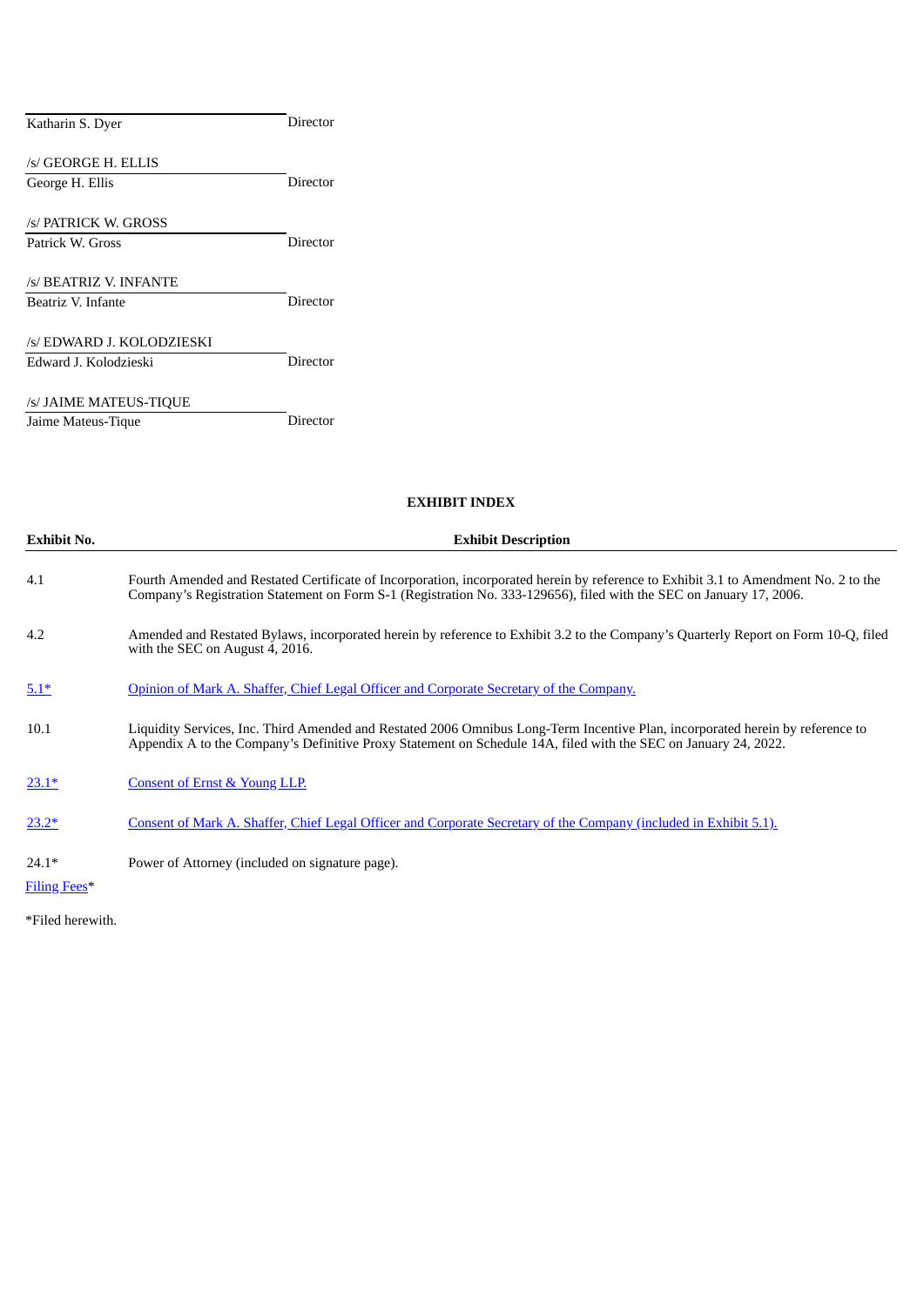| | |
|---|---|
| Katharin S. Dyer | Director |
| /s/ GEORGE H. ELLIS<br>George H. Ellis | Director |
| /s/ PATRICK W. GROSS<br>Patrick W. Gross | Director |
| /s/ BEATRIZ V. INFANTE<br>Beatriz V. Infante | Director |
| /s/ EDWARD J. KOLODZIESKI<br>Edward J. Kolodzieski | Director |
| /s/ JAIME MATEUS-TIQUE<br>Jaime Mateus-Tique | Director |

**EXHIBIT INDEX**

| Exhibit No. | Exhibit Description |
|---|---|
| 4.1 | Fourth Amended and Restated Certificate of Incorporation, incorporated herein by reference to Exhibit 3.1 to Amendment No. 2 to the Company's Registration Statement on Form S-1 (Registration No. 333-129656), filed with the SEC on January 17, 2006. |
| 4.2 | Amended and Restated Bylaws, incorporated herein by reference to Exhibit 3.2 to the Company's Quarterly Report on Form 10-Q, filed with the SEC on August 4, 2016. |
| 5.1* | Opinion of Mark A. Shaffer, Chief Legal Officer and Corporate Secretary of the Company. |
| 10.1 | Liquidity Services, Inc. Third Amended and Restated 2006 Omnibus Long-Term Incentive Plan, incorporated herein by reference to Appendix A to the Company's Definitive Proxy Statement on Schedule 14A, filed with the SEC on January 24, 2022. |
| 23.1* | Consent of Ernst & Young LLP. |
| 23.2* | Consent of Mark A. Shaffer, Chief Legal Officer and Corporate Secretary of the Company (included in Exhibit 5.1). |
| 24.1* | Power of Attorney (included on signature page). |
| Filing Fees* | |

*Filed herewith.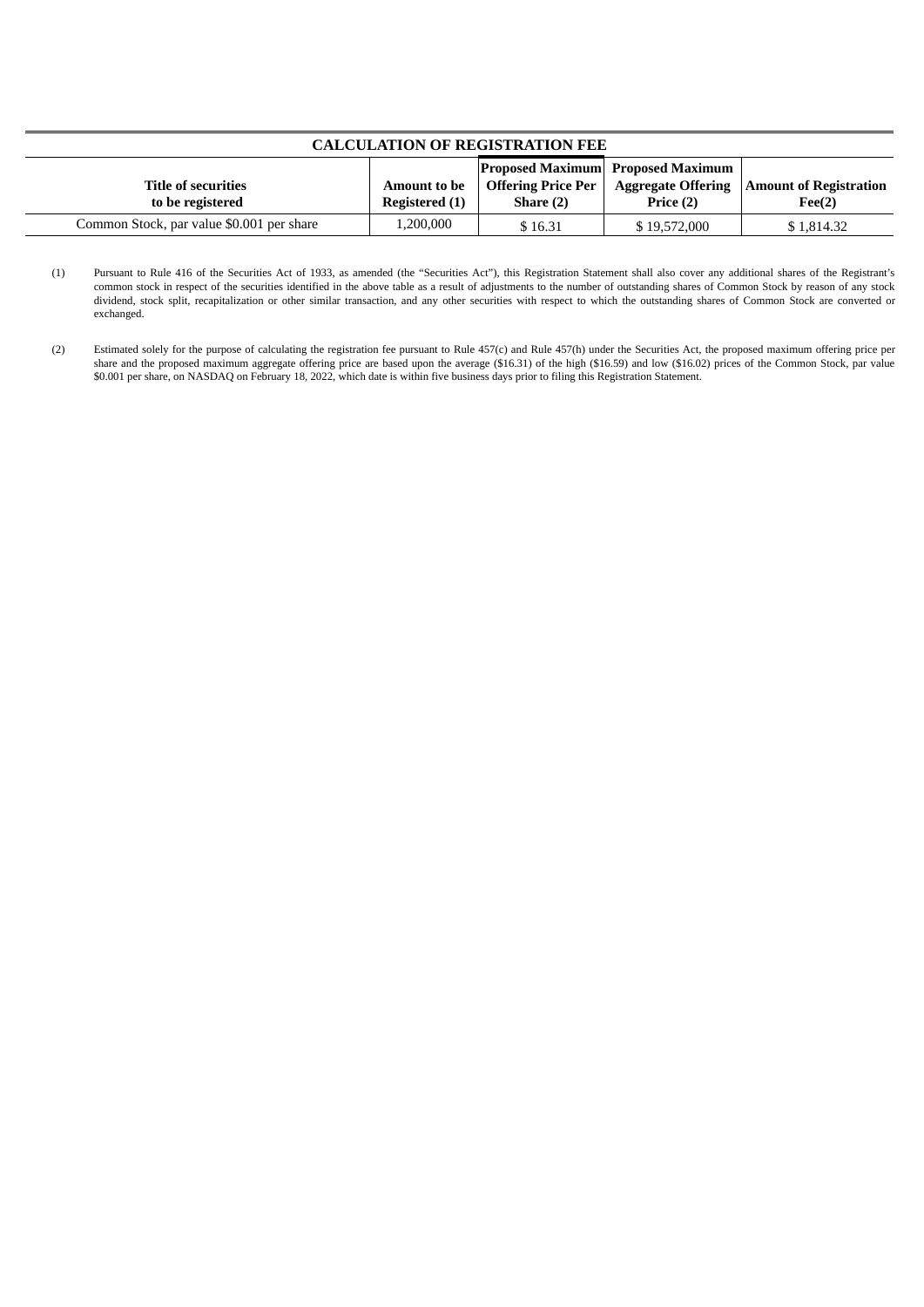## CALCULATION OF REGISTRATION FEE

| Title of securities to be registered | Amount to be Registered (1) | Proposed Maximum Offering Price Per Share (2) | Proposed Maximum Aggregate Offering Price (2) | Amount of Registration Fee(2) |
|---|---|---|---|---|
| Common Stock, par value $0.001 per share | 1,200,000 | $ 16.31 | $ 19,572,000 | $ 1,814.32 |

(1) Pursuant to Rule 416 of the Securities Act of 1933, as amended (the "Securities Act"), this Registration Statement shall also cover any additional shares of the Registrant's common stock in respect of the securities identified in the above table as a result of adjustments to the number of outstanding shares of Common Stock by reason of any stock dividend, stock split, recapitalization or other similar transaction, and any other securities with respect to which the outstanding shares of Common Stock are converted or exchanged.

(2) Estimated solely for the purpose of calculating the registration fee pursuant to Rule 457(c) and Rule 457(h) under the Securities Act, the proposed maximum offering price per share and the proposed maximum aggregate offering price are based upon the average ($16.31) of the high ($16.59) and low ($16.02) prices of the Common Stock, par value $0.001 per share, on NASDAQ on February 18, 2022, which date is within five business days prior to filing this Registration Statement.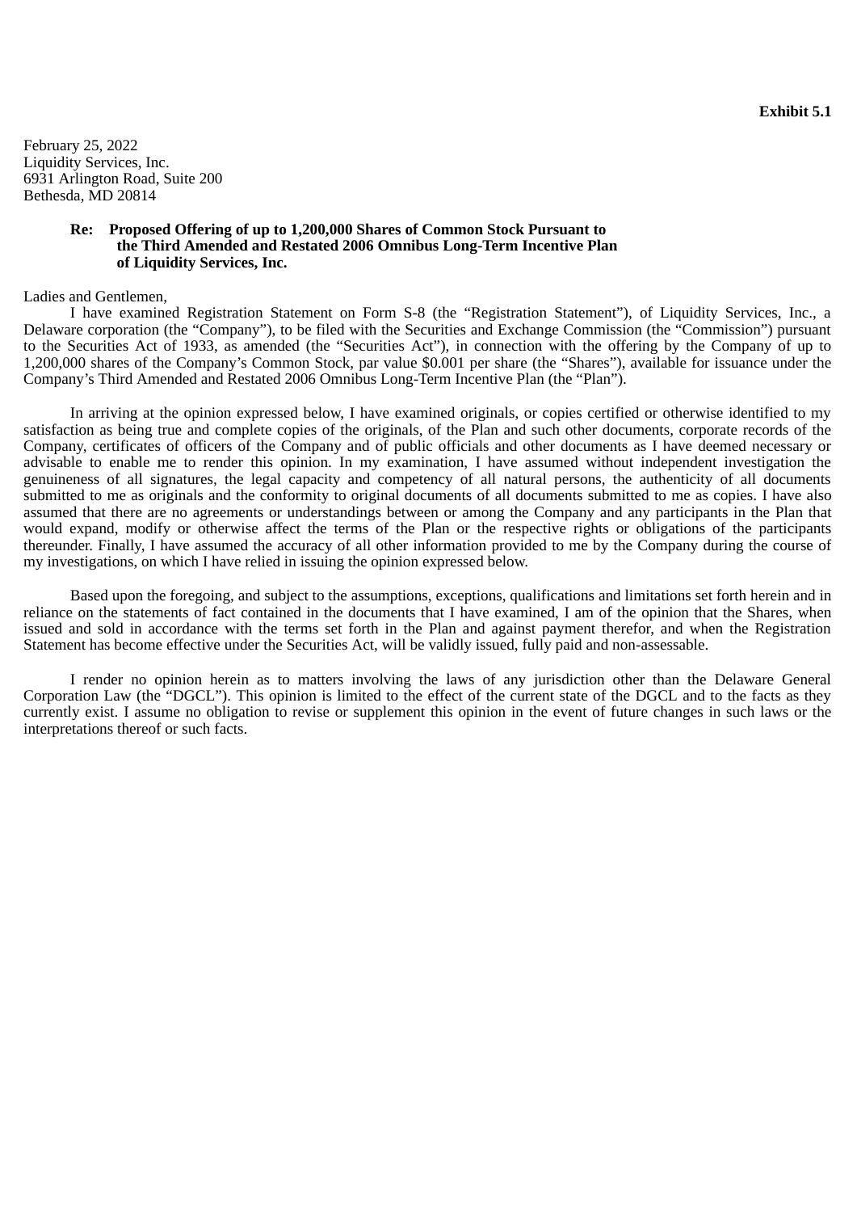**Exhibit 5.1**

February 25, 2022
Liquidity Services, Inc.
6931 Arlington Road, Suite 200
Bethesda, MD 20814

**Re: Proposed Offering of up to 1,200,000 Shares of Common Stock Pursuant to the Third Amended and Restated 2006 Omnibus Long-Term Incentive Plan of Liquidity Services, Inc.**

Ladies and Gentlemen,

I have examined Registration Statement on Form S-8 (the "Registration Statement"), of Liquidity Services, Inc., a Delaware corporation (the "Company"), to be filed with the Securities and Exchange Commission (the "Commission") pursuant to the Securities Act of 1933, as amended (the "Securities Act"), in connection with the offering by the Company of up to 1,200,000 shares of the Company's Common Stock, par value $0.001 per share (the "Shares"), available for issuance under the Company's Third Amended and Restated 2006 Omnibus Long-Term Incentive Plan (the "Plan").

In arriving at the opinion expressed below, I have examined originals, or copies certified or otherwise identified to my satisfaction as being true and complete copies of the originals, of the Plan and such other documents, corporate records of the Company, certificates of officers of the Company and of public officials and other documents as I have deemed necessary or advisable to enable me to render this opinion. In my examination, I have assumed without independent investigation the genuineness of all signatures, the legal capacity and competency of all natural persons, the authenticity of all documents submitted to me as originals and the conformity to original documents of all documents submitted to me as copies. I have also assumed that there are no agreements or understandings between or among the Company and any participants in the Plan that would expand, modify or otherwise affect the terms of the Plan or the respective rights or obligations of the participants thereunder. Finally, I have assumed the accuracy of all other information provided to me by the Company during the course of my investigations, on which I have relied in issuing the opinion expressed below.

Based upon the foregoing, and subject to the assumptions, exceptions, qualifications and limitations set forth herein and in reliance on the statements of fact contained in the documents that I have examined, I am of the opinion that the Shares, when issued and sold in accordance with the terms set forth in the Plan and against payment therefor, and when the Registration Statement has become effective under the Securities Act, will be validly issued, fully paid and non-assessable.

I render no opinion herein as to matters involving the laws of any jurisdiction other than the Delaware General Corporation Law (the "DGCL"). This opinion is limited to the effect of the current state of the DGCL and to the facts as they currently exist. I assume no obligation to revise or supplement this opinion in the event of future changes in such laws or the interpretations thereof or such facts.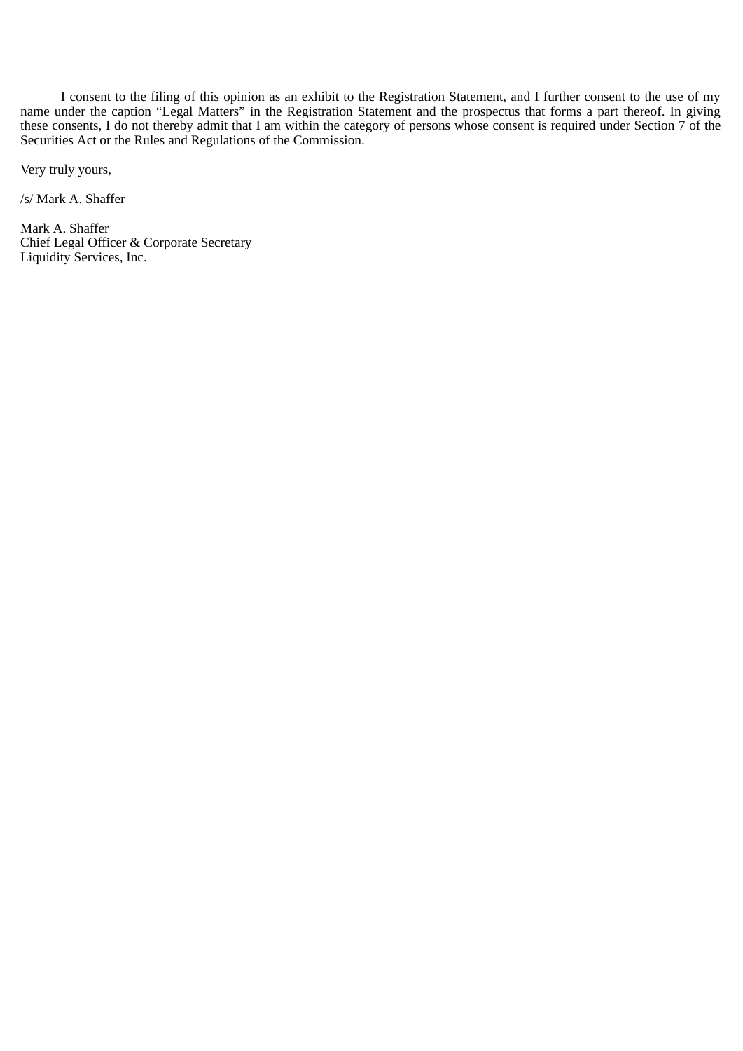I consent to the filing of this opinion as an exhibit to the Registration Statement, and I further consent to the use of my name under the caption "Legal Matters" in the Registration Statement and the prospectus that forms a part thereof. In giving these consents, I do not thereby admit that I am within the category of persons whose consent is required under Section 7 of the Securities Act or the Rules and Regulations of the Commission.

Very truly yours,

/s/ Mark A. Shaffer

Mark A. Shaffer
Chief Legal Officer & Corporate Secretary
Liquidity Services, Inc.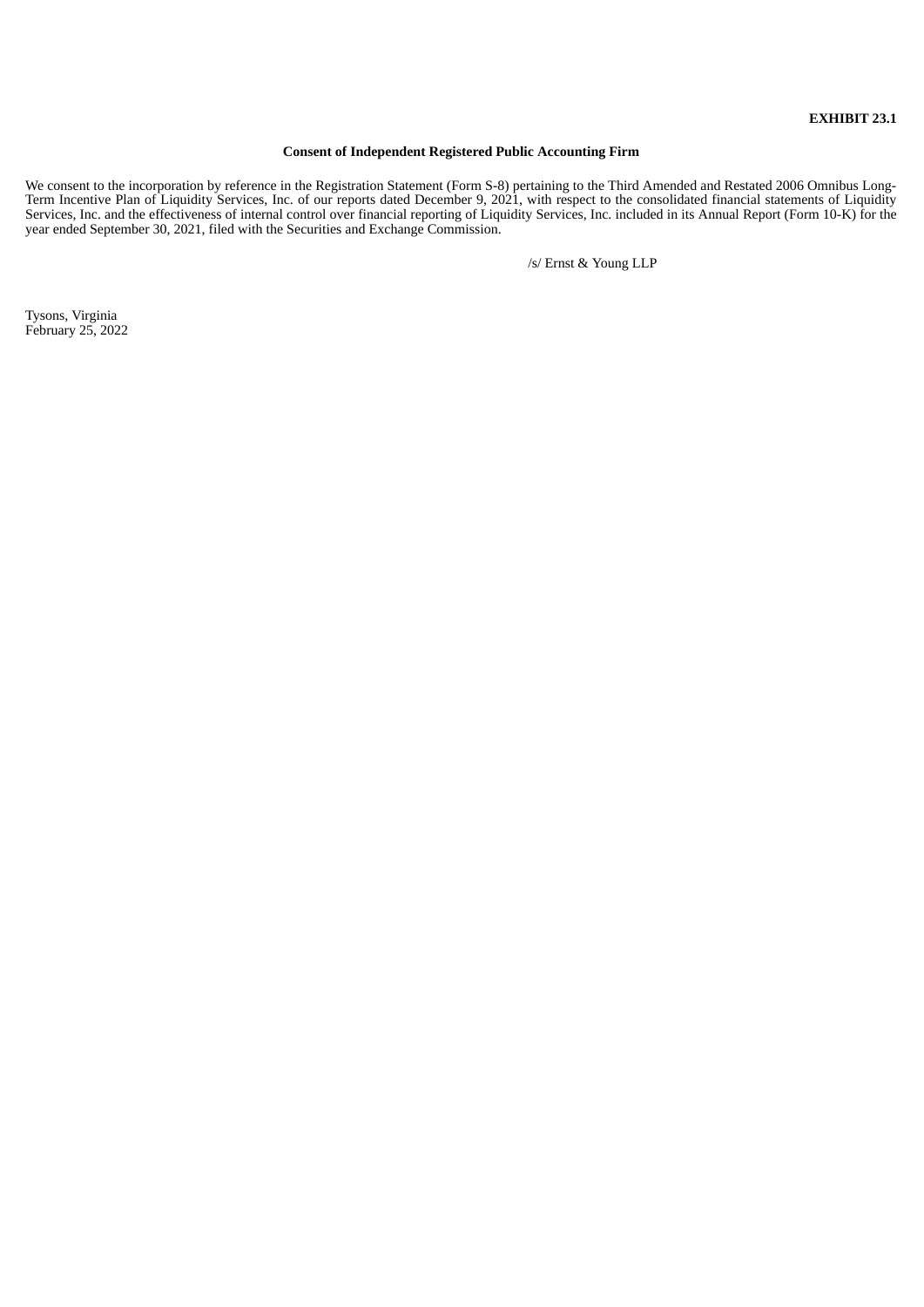**EXHIBIT 23.1**

**Consent of Independent Registered Public Accounting Firm**

We consent to the incorporation by reference in the Registration Statement (Form S-8) pertaining to the Third Amended and Restated 2006 Omnibus Long-Term Incentive Plan of Liquidity Services, Inc. of our reports dated December 9, 2021, with respect to the consolidated financial statements of Liquidity Services, Inc. and the effectiveness of internal control over financial reporting of Liquidity Services, Inc. included in its Annual Report (Form 10-K) for the year ended September 30, 2021, filed with the Securities and Exchange Commission.

/s/ Ernst & Young LLP

Tysons, Virginia
February 25, 2022